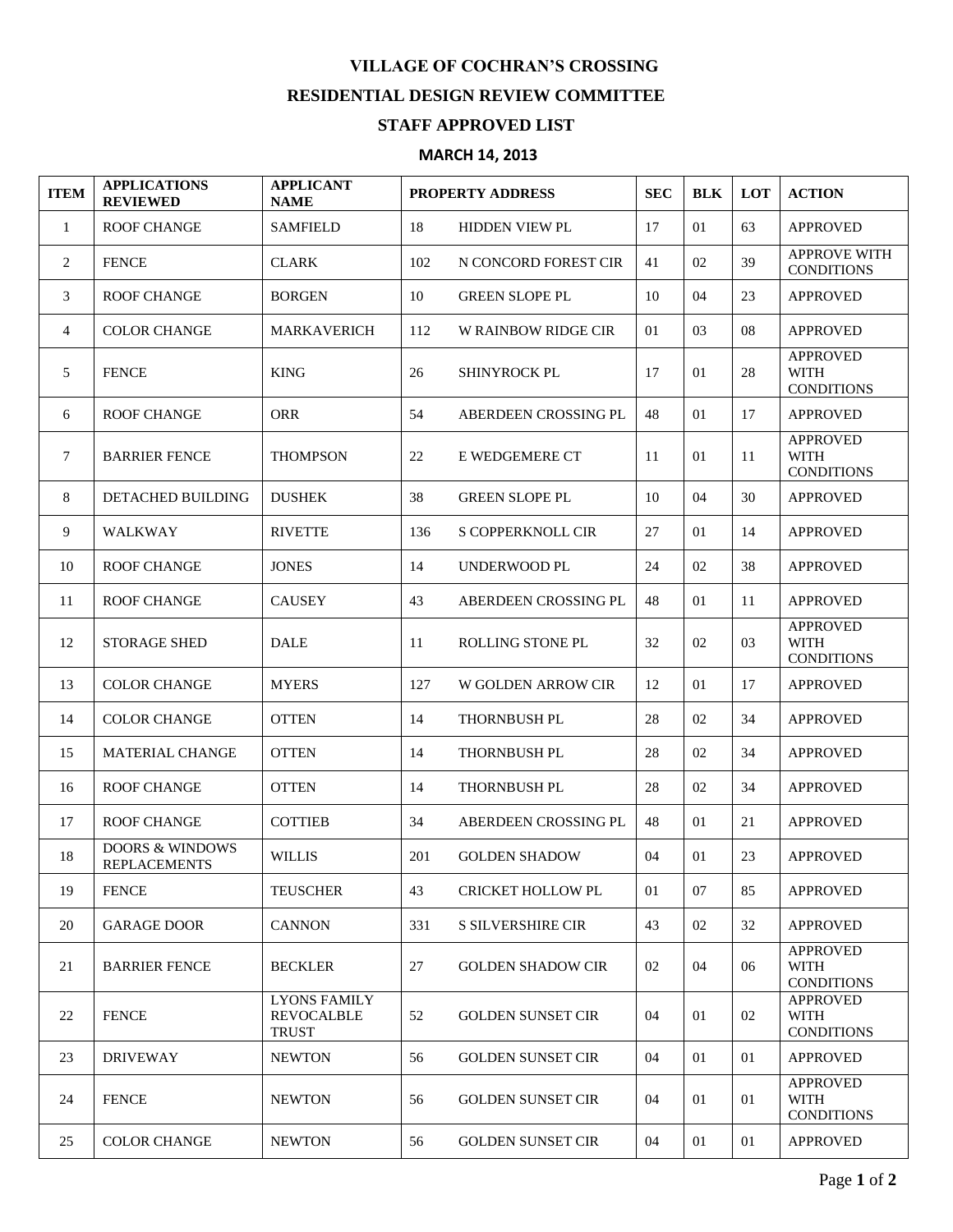# VILLAGE OF COCHRAN'S CROSSING

## RESIDENTIAL DESIGN REVIEW COMMITTEE

## STAFF APPROVED LIST

### MARCH 14, 2013

| ITEM | APPLICATIONS REVIEWED | APPLICANT NAME | PROPERTY ADDRESS | | SEC | BLK | LOT | ACTION |
|---|---|---|---|---|---|---|---|---|
| 1 | ROOF CHANGE | SAMFIELD | 18 | HIDDEN VIEW PL | 17 | 01 | 63 | APPROVED |
| 2 | FENCE | CLARK | 102 | N CONCORD FOREST CIR | 41 | 02 | 39 | APPROVE WITH CONDITIONS |
| 3 | ROOF CHANGE | BORGEN | 10 | GREEN SLOPE PL | 10 | 04 | 23 | APPROVED |
| 4 | COLOR CHANGE | MARKAVERICH | 112 | W RAINBOW RIDGE CIR | 01 | 03 | 08 | APPROVED |
| 5 | FENCE | KING | 26 | SHINYROCK PL | 17 | 01 | 28 | APPROVED WITH CONDITIONS |
| 6 | ROOF CHANGE | ORR | 54 | ABERDEEN CROSSING PL | 48 | 01 | 17 | APPROVED |
| 7 | BARRIER FENCE | THOMPSON | 22 | E WEDGEMERE CT | 11 | 01 | 11 | APPROVED WITH CONDITIONS |
| 8 | DETACHED BUILDING | DUSHEK | 38 | GREEN SLOPE PL | 10 | 04 | 30 | APPROVED |
| 9 | WALKWAY | RIVETTE | 136 | S COPPERKNOLL CIR | 27 | 01 | 14 | APPROVED |
| 10 | ROOF CHANGE | JONES | 14 | UNDERWOOD PL | 24 | 02 | 38 | APPROVED |
| 11 | ROOF CHANGE | CAUSEY | 43 | ABERDEEN CROSSING PL | 48 | 01 | 11 | APPROVED |
| 12 | STORAGE SHED | DALE | 11 | ROLLING STONE PL | 32 | 02 | 03 | APPROVED WITH CONDITIONS |
| 13 | COLOR CHANGE | MYERS | 127 | W GOLDEN ARROW CIR | 12 | 01 | 17 | APPROVED |
| 14 | COLOR CHANGE | OTTEN | 14 | THORNBUSH PL | 28 | 02 | 34 | APPROVED |
| 15 | MATERIAL CHANGE | OTTEN | 14 | THORNBUSH PL | 28 | 02 | 34 | APPROVED |
| 16 | ROOF CHANGE | OTTEN | 14 | THORNBUSH PL | 28 | 02 | 34 | APPROVED |
| 17 | ROOF CHANGE | COTTIEB | 34 | ABERDEEN CROSSING PL | 48 | 01 | 21 | APPROVED |
| 18 | DOORS & WINDOWS REPLACEMENTS | WILLIS | 201 | GOLDEN SHADOW | 04 | 01 | 23 | APPROVED |
| 19 | FENCE | TEUSCHER | 43 | CRICKET HOLLOW PL | 01 | 07 | 85 | APPROVED |
| 20 | GARAGE DOOR | CANNON | 331 | S SILVERSHIRE CIR | 43 | 02 | 32 | APPROVED |
| 21 | BARRIER FENCE | BECKLER | 27 | GOLDEN SHADOW CIR | 02 | 04 | 06 | APPROVED WITH CONDITIONS |
| 22 | FENCE | LYONS FAMILY REVOCALBLE TRUST | 52 | GOLDEN SUNSET CIR | 04 | 01 | 02 | APPROVED WITH CONDITIONS |
| 23 | DRIVEWAY | NEWTON | 56 | GOLDEN SUNSET CIR | 04 | 01 | 01 | APPROVED |
| 24 | FENCE | NEWTON | 56 | GOLDEN SUNSET CIR | 04 | 01 | 01 | APPROVED WITH CONDITIONS |
| 25 | COLOR CHANGE | NEWTON | 56 | GOLDEN SUNSET CIR | 04 | 01 | 01 | APPROVED |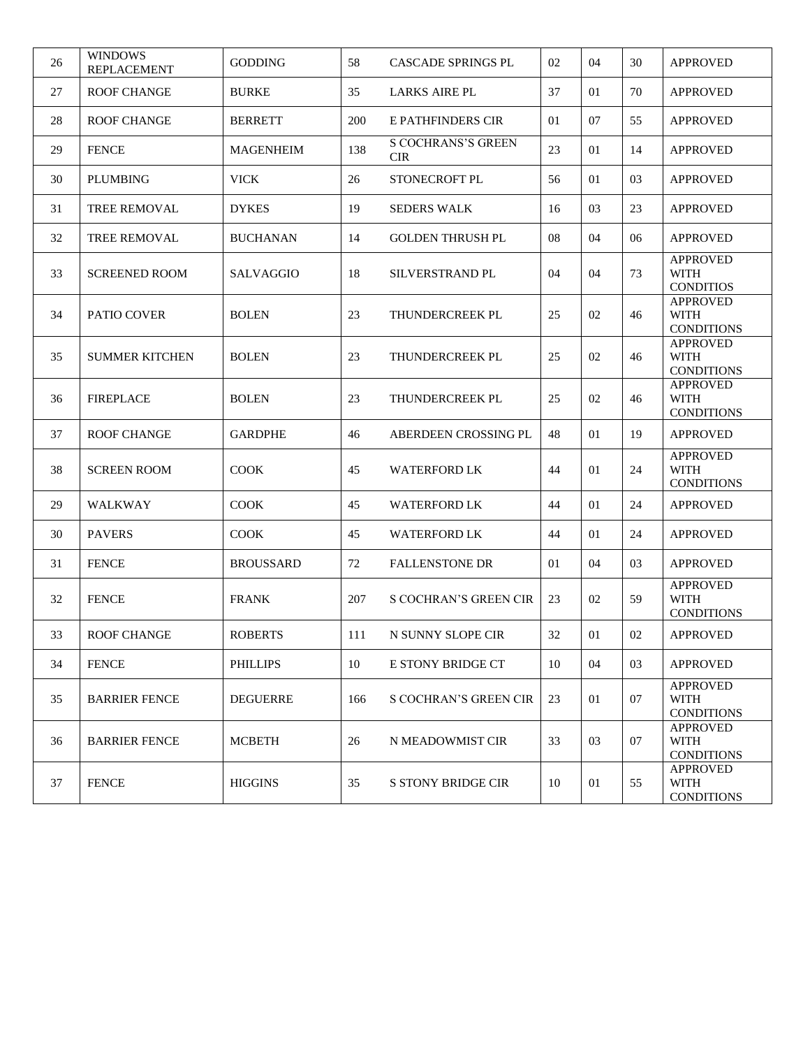| | | | | | | | | |
|---|---|---|---|---|---|---|---|---|
| 26 | WINDOWS REPLACEMENT | GODDING | 58 | CASCADE SPRINGS PL | 02 | 04 | 30 | APPROVED |
| 27 | ROOF CHANGE | BURKE | 35 | LARKS AIRE PL | 37 | 01 | 70 | APPROVED |
| 28 | ROOF CHANGE | BERRETT | 200 | E PATHFINDERS CIR | 01 | 07 | 55 | APPROVED |
| 29 | FENCE | MAGENHEIM | 138 | S COCHRANS'S GREEN CIR | 23 | 01 | 14 | APPROVED |
| 30 | PLUMBING | VICK | 26 | STONECROFT PL | 56 | 01 | 03 | APPROVED |
| 31 | TREE REMOVAL | DYKES | 19 | SEDERS WALK | 16 | 03 | 23 | APPROVED |
| 32 | TREE REMOVAL | BUCHANAN | 14 | GOLDEN THRUSH PL | 08 | 04 | 06 | APPROVED |
| 33 | SCREENED ROOM | SALVAGGIO | 18 | SILVERSTRAND PL | 04 | 04 | 73 | APPROVED WITH CONDITIOS |
| 34 | PATIO COVER | BOLEN | 23 | THUNDERCREEK PL | 25 | 02 | 46 | APPROVED WITH CONDITIONS |
| 35 | SUMMER KITCHEN | BOLEN | 23 | THUNDERCREEK PL | 25 | 02 | 46 | APPROVED WITH CONDITIONS |
| 36 | FIREPLACE | BOLEN | 23 | THUNDERCREEK PL | 25 | 02 | 46 | APPROVED WITH CONDITIONS |
| 37 | ROOF CHANGE | GARDPHE | 46 | ABERDEEN CROSSING PL | 48 | 01 | 19 | APPROVED |
| 38 | SCREEN ROOM | COOK | 45 | WATERFORD LK | 44 | 01 | 24 | APPROVED WITH CONDITIONS |
| 29 | WALKWAY | COOK | 45 | WATERFORD LK | 44 | 01 | 24 | APPROVED |
| 30 | PAVERS | COOK | 45 | WATERFORD LK | 44 | 01 | 24 | APPROVED |
| 31 | FENCE | BROUSSARD | 72 | FALLENSTONE DR | 01 | 04 | 03 | APPROVED |
| 32 | FENCE | FRANK | 207 | S COCHRAN'S GREEN CIR | 23 | 02 | 59 | APPROVED WITH CONDITIONS |
| 33 | ROOF CHANGE | ROBERTS | 111 | N SUNNY SLOPE CIR | 32 | 01 | 02 | APPROVED |
| 34 | FENCE | PHILLIPS | 10 | E STONY BRIDGE CT | 10 | 04 | 03 | APPROVED |
| 35 | BARRIER FENCE | DEGUERRE | 166 | S COCHRAN'S GREEN CIR | 23 | 01 | 07 | APPROVED WITH CONDITIONS |
| 36 | BARRIER FENCE | MCBETH | 26 | N MEADOWMIST CIR | 33 | 03 | 07 | APPROVED WITH CONDITIONS |
| 37 | FENCE | HIGGINS | 35 | S STONY BRIDGE CIR | 10 | 01 | 55 | APPROVED WITH CONDITIONS |